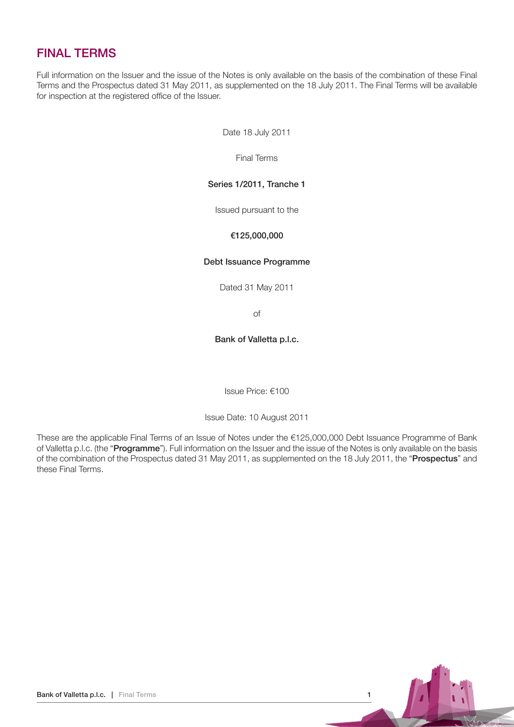# FINAL TERMS

Full information on the Issuer and the issue of the Notes is only available on the basis of the combination of these Final Terms and the Prospectus dated 31 May 2011, as supplemented on the 18 July 2011. The Final Terms will be available for inspection at the registered office of the Issuer.

Date 18 July 2011

Final Terms

**Series 1/2011, Tranche 1**

Issued pursuant to the

**€125,000,000**

**Debt Issuance Programme**

Dated 31 May 2011

of

**Bank of Valletta p.l.c.**

Issue Price: €100

Issue Date: 10 August 2011

These are the applicable Final Terms of an Issue of Notes under the €125,000,000 Debt Issuance Programme of Bank of Valletta p.l.c. (the "**Programme**"). Full information on the Issuer and the issue of the Notes is only available on the basis of the combination of the Prospectus dated 31 May 2011, as supplemented on the 18 July 2011, the "**Prospectus**" and these Final Terms.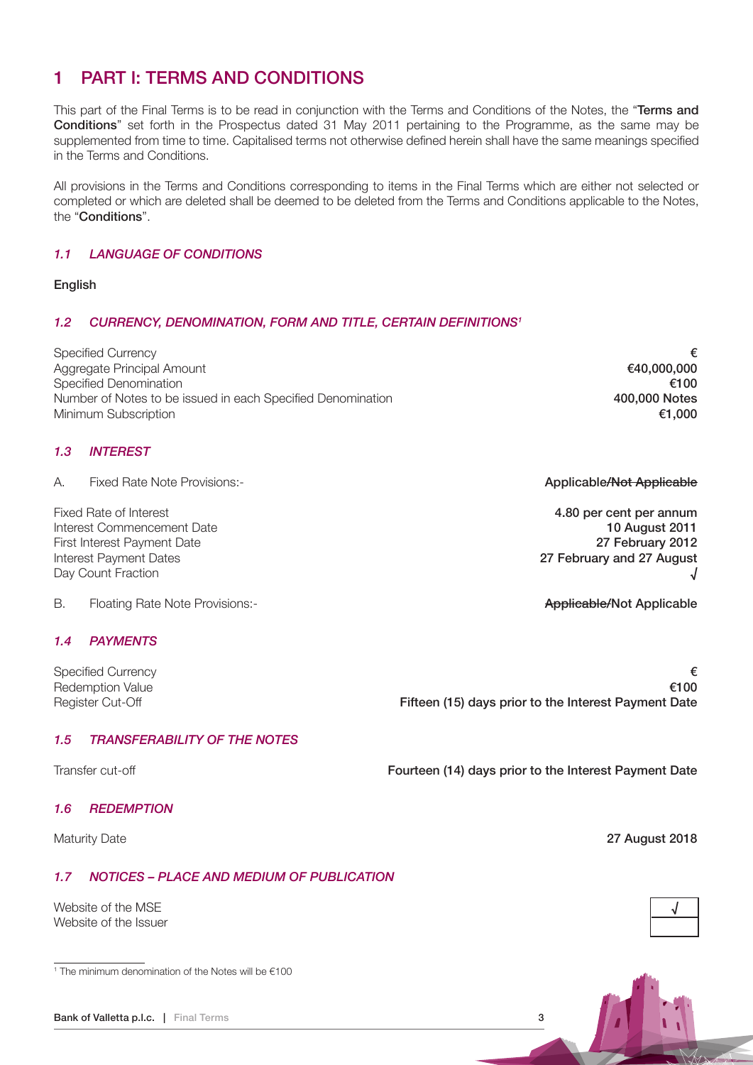# 1 PART I: TERMS AND CONDITIONS

This part of the Final Terms is to be read in conjunction with the Terms and Conditions of the Notes, the "**Terms and Conditions**" set forth in the Prospectus dated 31 May 2011 pertaining to the Programme, as the same may be supplemented from time to time. Capitalised terms not otherwise defined herein shall have the same meanings specified in the Terms and Conditions.

All provisions in the Terms and Conditions corresponding to items in the Final Terms which are either not selected or completed or which are deleted shall be deemed to be deleted from the Terms and Conditions applicable to the Notes, the "**Conditions**".

### *1.1 LANGUAGE OF CONDITIONS*

**English**

### *1.2 CURRENCY, DENOMINATION, FORM AND TITLE, CERTAIN DEFINITIONS[1]*

| | |
|---|---|
| Specified Currency | **€** |
| Aggregate Principal Amount | **€40,000,000** |
| Specified Denomination | **€100** |
| Number of Notes to be issued in each Specified Denomination | **400,000 Notes** |
| Minimum Subscription | **€1,000** |

### *1.3 INTEREST*

| | |
|---|---|
| A. Fixed Rate Note Provisions:- | **Applicable/~~Not Applicable~~** |
| Fixed Rate of Interest | **4.80 per cent per annum** |
| Interest Commencement Date | **10 August 2011** |
| First Interest Payment Date | **27 February 2012** |
| Interest Payment Dates | **27 February and 27 August** |
| Day Count Fraction | **√** |
| B. Floating Rate Note Provisions:- | **~~Applicable~~/Not Applicable** |

### *1.4 PAYMENTS*

| | |
|---|---|
| Specified Currency | **€** |
| Redemption Value | **€100** |
| Register Cut-Off | **Fifteen (15) days prior to the Interest Payment Date** |

### *1.5 TRANSFERABILITY OF THE NOTES*

| | |
|---|---|
| Transfer cut-off | **Fourteen (14) days prior to the Interest Payment Date** |

### *1.6 REDEMPTION*

| | |
|---|---|
| Maturity Date | **27 August 2018** |

### *1.7 NOTICES – PLACE AND MEDIUM OF PUBLICATION*

| | |
|---|---|
| Website of the MSE | √ |
| Website of the Issuer | |

[1] The minimum denomination of the Notes will be €100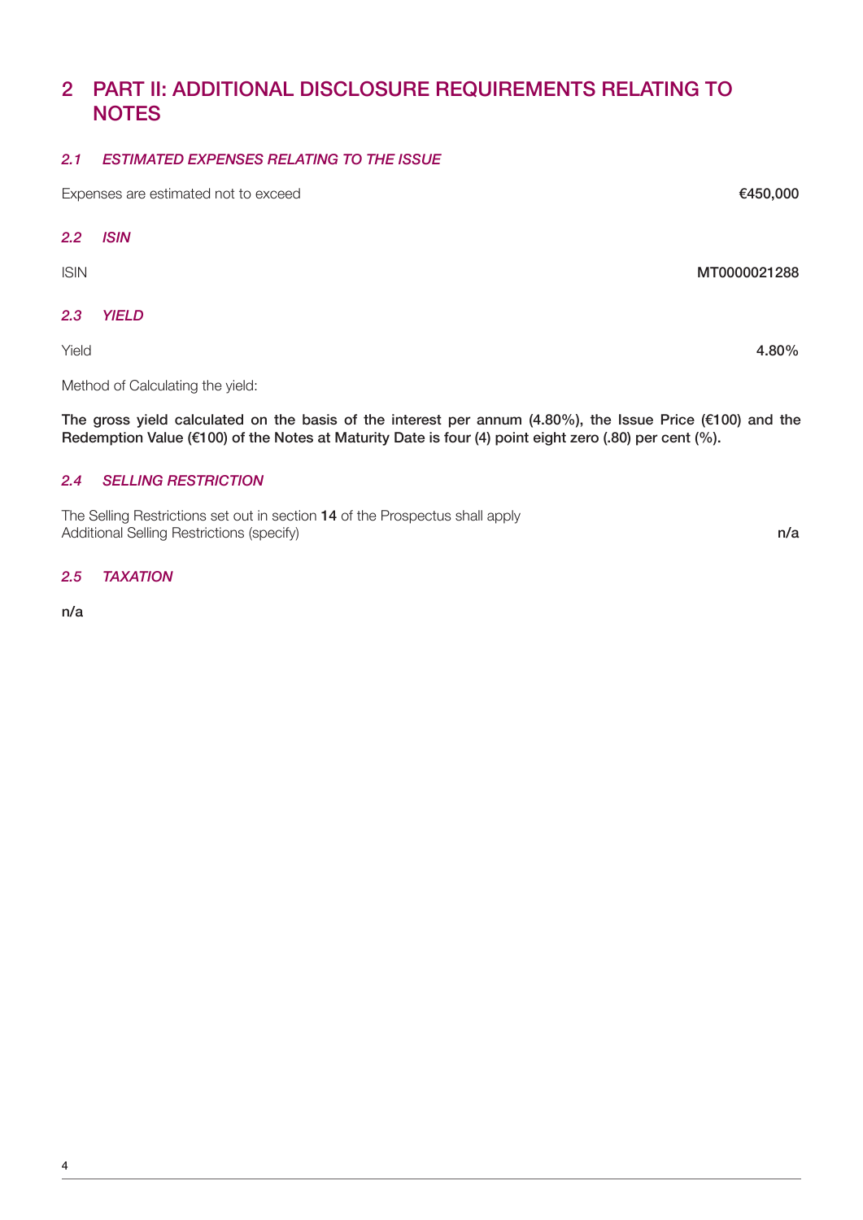# 2 PART II: ADDITIONAL DISCLOSURE REQUIREMENTS RELATING TO NOTES

### *2.1 ESTIMATED EXPENSES RELATING TO THE ISSUE*

| | |
|---|---|
| Expenses are estimated not to exceed | **€450,000** |

### *2.2 ISIN*

| | |
|---|---|
| ISIN | **MT0000021288** |

### *2.3 YIELD*

| | |
|---|---|
| Yield | **4.80%** |

Method of Calculating the yield:

**The gross yield calculated on the basis of the interest per annum (4.80%), the Issue Price (€100) and the Redemption Value (€100) of the Notes at Maturity Date is four (4) point eight zero (.80) per cent (%).**

### *2.4 SELLING RESTRICTION*

The Selling Restrictions set out in section **14** of the Prospectus shall apply

| | |
|---|---|
| Additional Selling Restrictions (specify) | **n/a** |

### *2.5 TAXATION*

**n/a**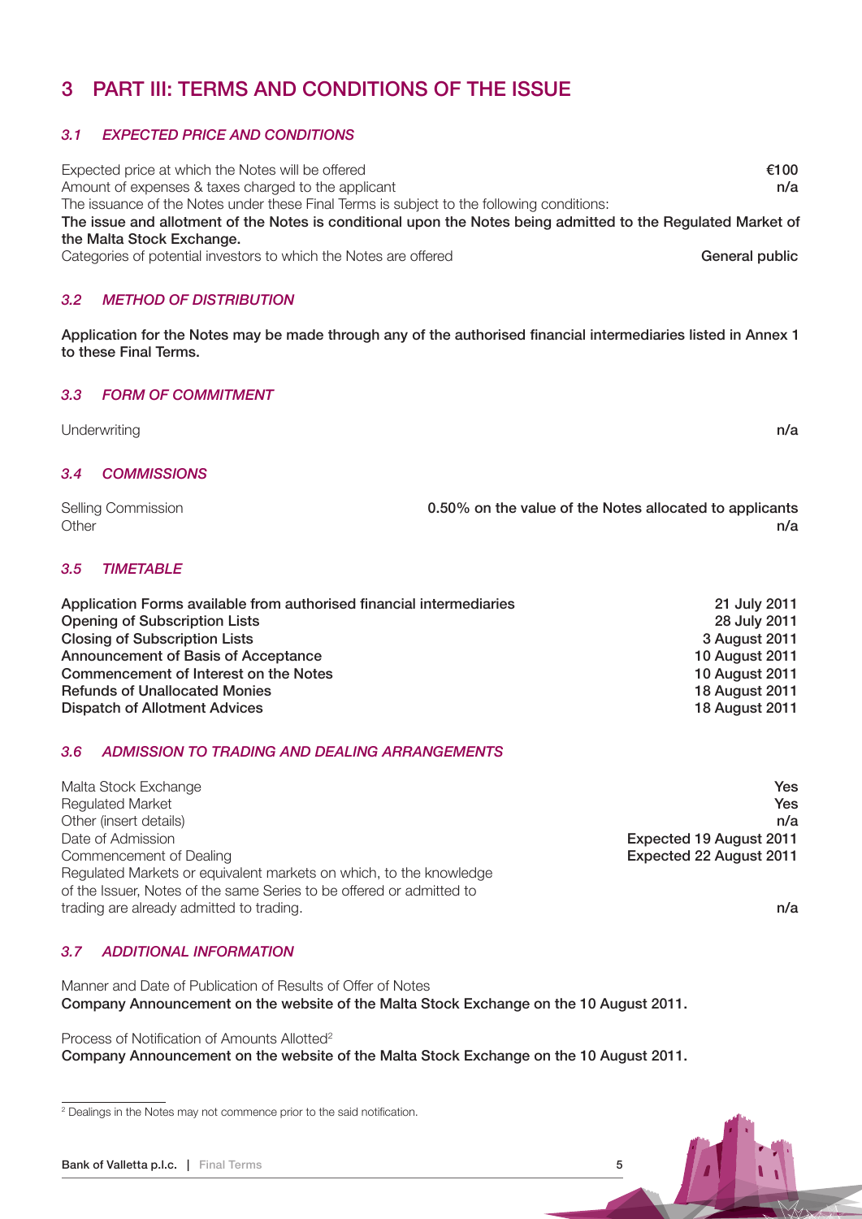# 3 PART III: TERMS AND CONDITIONS OF THE ISSUE

### *3.1 EXPECTED PRICE AND CONDITIONS*

| | |
|---|---|
| Expected price at which the Notes will be offered | **€100** |
| Amount of expenses & taxes charged to the applicant | **n/a** |

The issuance of the Notes under these Final Terms is subject to the following conditions:

**The issue and allotment of the Notes is conditional upon the Notes being admitted to the Regulated Market of the Malta Stock Exchange.**

| | |
|---|---|
| Categories of potential investors to which the Notes are offered | **General public** |

### *3.2 METHOD OF DISTRIBUTION*

**Application for the Notes may be made through any of the authorised financial intermediaries listed in Annex 1 to these Final Terms.**

### *3.3 FORM OF COMMITMENT*

| | |
|---|---|
| Underwriting | **n/a** |

### *3.4 COMMISSIONS*

| | |
|---|---|
| Selling Commission | **0.50% on the value of the Notes allocated to applicants** |
| Other | **n/a** |

### *3.5 TIMETABLE*

| | |
|---|---|
| **Application Forms available from authorised financial intermediaries** | **21 July 2011** |
| **Opening of Subscription Lists** | **28 July 2011** |
| **Closing of Subscription Lists** | **3 August 2011** |
| **Announcement of Basis of Acceptance** | **10 August 2011** |
| **Commencement of Interest on the Notes** | **10 August 2011** |
| **Refunds of Unallocated Monies** | **18 August 2011** |
| **Dispatch of Allotment Advices** | **18 August 2011** |

### *3.6 ADMISSION TO TRADING AND DEALING ARRANGEMENTS*

| | |
|---|---|
| Malta Stock Exchange | **Yes** |
| Regulated Market | **Yes** |
| Other (insert details) | **n/a** |
| Date of Admission | **Expected 19 August 2011** |
| Commencement of Dealing | **Expected 22 August 2011** |
| Regulated Markets or equivalent markets on which, to the knowledge of the Issuer, Notes of the same Series to be offered or admitted to trading are already admitted to trading. | **n/a** |

### *3.7 ADDITIONAL INFORMATION*

Manner and Date of Publication of Results of Offer of Notes

**Company Announcement on the website of the Malta Stock Exchange on the 10 August 2011.**

Process of Notification of Amounts Allotted[2]

**Company Announcement on the website of the Malta Stock Exchange on the 10 August 2011.**

[2] Dealings in the Notes may not commence prior to the said notification.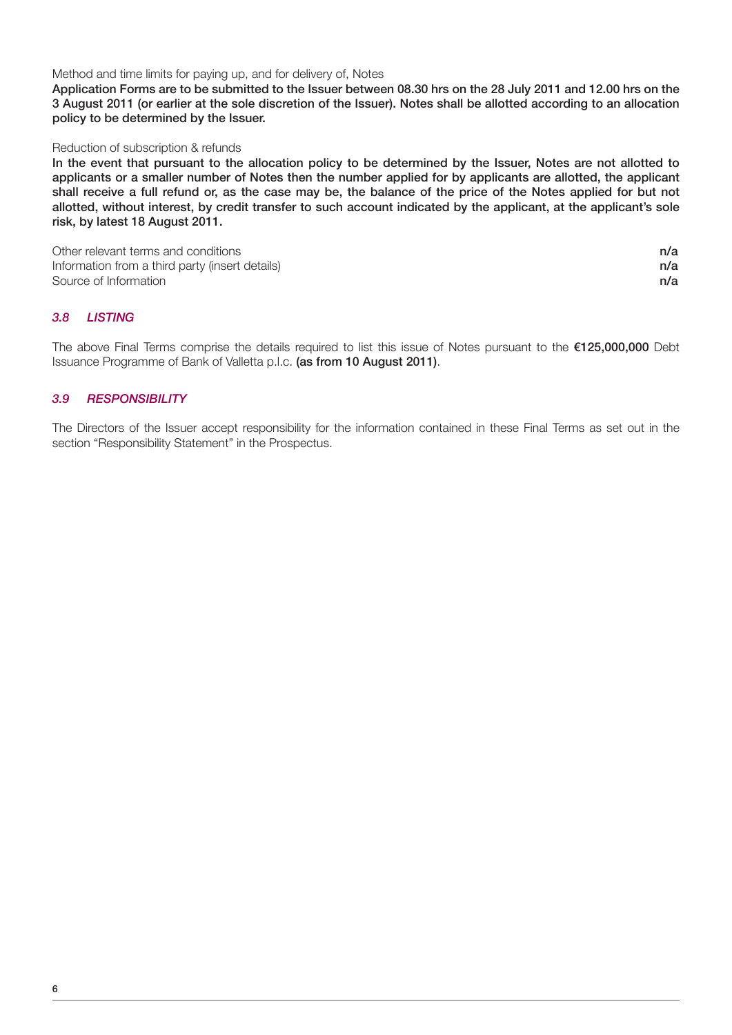Method and time limits for paying up, and for delivery of, Notes

**Application Forms are to be submitted to the Issuer between 08.30 hrs on the 28 July 2011 and 12.00 hrs on the 3 August 2011 (or earlier at the sole discretion of the Issuer). Notes shall be allotted according to an allocation policy to be determined by the Issuer.**

Reduction of subscription & refunds

**In the event that pursuant to the allocation policy to be determined by the Issuer, Notes are not allotted to applicants or a smaller number of Notes then the number applied for by applicants are allotted, the applicant shall receive a full refund or, as the case may be, the balance of the price of the Notes applied for but not allotted, without interest, by credit transfer to such account indicated by the applicant, at the applicant's sole risk, by latest 18 August 2011.**

| | |
|---|---|
| Other relevant terms and conditions | **n/a** |
| Information from a third party (insert details) | **n/a** |
| Source of Information | **n/a** |

### *3.8 LISTING*

The above Final Terms comprise the details required to list this issue of Notes pursuant to the **€125,000,000** Debt Issuance Programme of Bank of Valletta p.l.c. **(as from 10 August 2011)**.

### *3.9 RESPONSIBILITY*

The Directors of the Issuer accept responsibility for the information contained in these Final Terms as set out in the section "Responsibility Statement" in the Prospectus.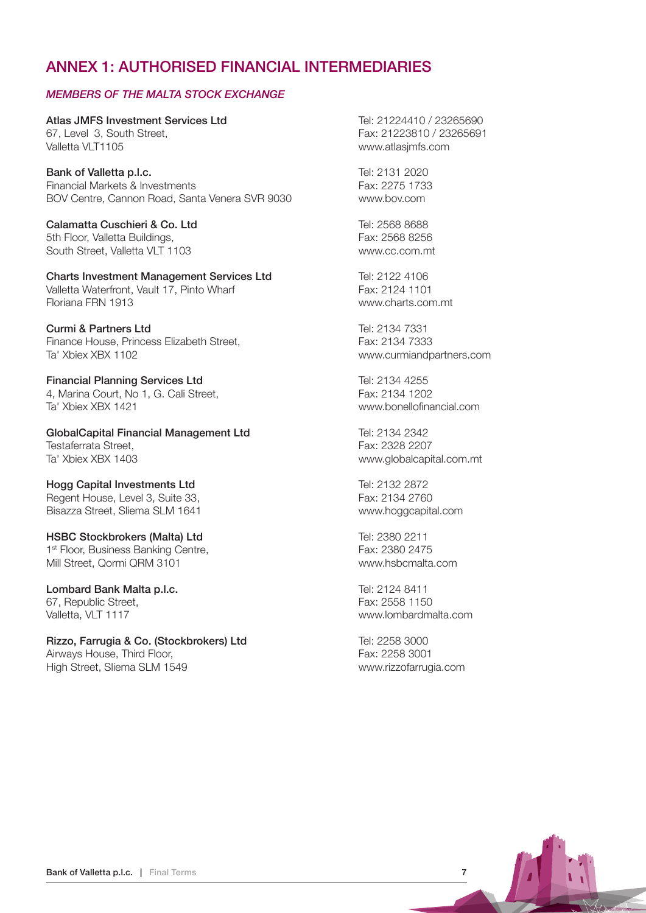# ANNEX 1: AUTHORISED FINANCIAL INTERMEDIARIES

## *MEMBERS OF THE MALTA STOCK EXCHANGE*

**Atlas JMFS Investment Services Ltd**
67, Level 3, South Street,
Valletta VLT1105
Tel: 21224410 / 23265690
Fax: 21223810 / 23265691
www.atlasjmfs.com

**Bank of Valletta p.l.c.**
Financial Markets & Investments
BOV Centre, Cannon Road, Santa Venera SVR 9030
Tel: 2131 2020
Fax: 2275 1733
www.bov.com

**Calamatta Cuschieri & Co. Ltd**
5th Floor, Valletta Buildings,
South Street, Valletta VLT 1103
Tel: 2568 8688
Fax: 2568 8256
www.cc.com.mt

**Charts Investment Management Services Ltd**
Valletta Waterfront, Vault 17, Pinto Wharf
Floriana FRN 1913
Tel: 2122 4106
Fax: 2124 1101
www.charts.com.mt

**Curmi & Partners Ltd**
Finance House, Princess Elizabeth Street,
Ta' Xbiex XBX 1102
Tel: 2134 7331
Fax: 2134 7333
www.curmiandpartners.com

**Financial Planning Services Ltd**
4, Marina Court, No 1, G. Cali Street,
Ta' Xbiex XBX 1421
Tel: 2134 4255
Fax: 2134 1202
www.bonellofinancial.com

**GlobalCapital Financial Management Ltd**
Testaferrata Street,
Ta' Xbiex XBX 1403
Tel: 2134 2342
Fax: 2328 2207
www.globalcapital.com.mt

**Hogg Capital Investments Ltd**
Regent House, Level 3, Suite 33,
Bisazza Street, Sliema SLM 1641
Tel: 2132 2872
Fax: 2134 2760
www.hoggcapital.com

**HSBC Stockbrokers (Malta) Ltd**
1st Floor, Business Banking Centre,
Mill Street, Qormi QRM 3101
Tel: 2380 2211
Fax: 2380 2475
www.hsbcmalta.com

**Lombard Bank Malta p.l.c.**
67, Republic Street,
Valletta, VLT 1117
Tel: 2124 8411
Fax: 2558 1150
www.lombardmalta.com

**Rizzo, Farrugia & Co. (Stockbrokers) Ltd**
Airways House, Third Floor,
High Street, Sliema SLM 1549
Tel: 2258 3000
Fax: 2258 3001
www.rizzofarrugia.com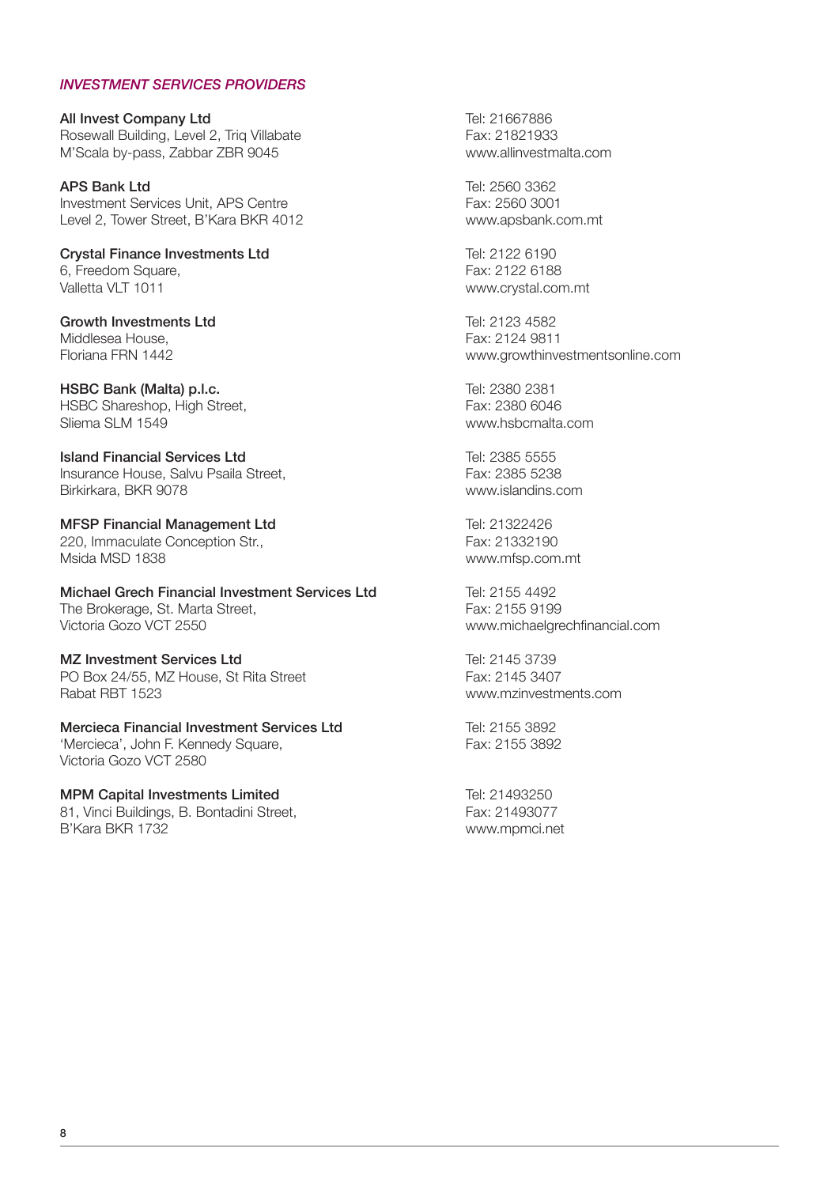*INVESTMENT SERVICES PROVIDERS*

**All Invest Company Ltd**
Rosewall Building, Level 2, Triq Villabate
M'Scala by-pass, Zabbar ZBR 9045

Tel: 21667886
Fax: 21821933
www.allinvestmalta.com

**APS Bank Ltd**
Investment Services Unit, APS Centre
Level 2, Tower Street, B'Kara BKR 4012

Tel: 2560 3362
Fax: 2560 3001
www.apsbank.com.mt

**Crystal Finance Investments Ltd**
6, Freedom Square,
Valletta VLT 1011

Tel: 2122 6190
Fax: 2122 6188
www.crystal.com.mt

**Growth Investments Ltd**
Middlesea House,
Floriana FRN 1442

Tel: 2123 4582
Fax: 2124 9811
www.growthinvestmentsonline.com

**HSBC Bank (Malta) p.l.c.**
HSBC Shareshop, High Street,
Sliema SLM 1549

Tel: 2380 2381
Fax: 2380 6046
www.hsbcmalta.com

**Island Financial Services Ltd**
Insurance House, Salvu Psaila Street,
Birkirkara, BKR 9078

Tel: 2385 5555
Fax: 2385 5238
www.islandins.com

**MFSP Financial Management Ltd**
220, Immaculate Conception Str.,
Msida MSD 1838

Tel: 21322426
Fax: 21332190
www.mfsp.com.mt

**Michael Grech Financial Investment Services Ltd**
The Brokerage, St. Marta Street,
Victoria Gozo VCT 2550

Tel: 2155 4492
Fax: 2155 9199
www.michaelgrechfinancial.com

**MZ Investment Services Ltd**
PO Box 24/55, MZ House, St Rita Street
Rabat RBT 1523

Tel: 2145 3739
Fax: 2145 3407
www.mzinvestments.com

**Mercieca Financial Investment Services Ltd**
'Mercieca', John F. Kennedy Square,
Victoria Gozo VCT 2580

Tel: 2155 3892
Fax: 2155 3892

**MPM Capital Investments Limited**
81, Vinci Buildings, B. Bontadini Street,
B'Kara BKR 1732

Tel: 21493250
Fax: 21493077
www.mpmci.net